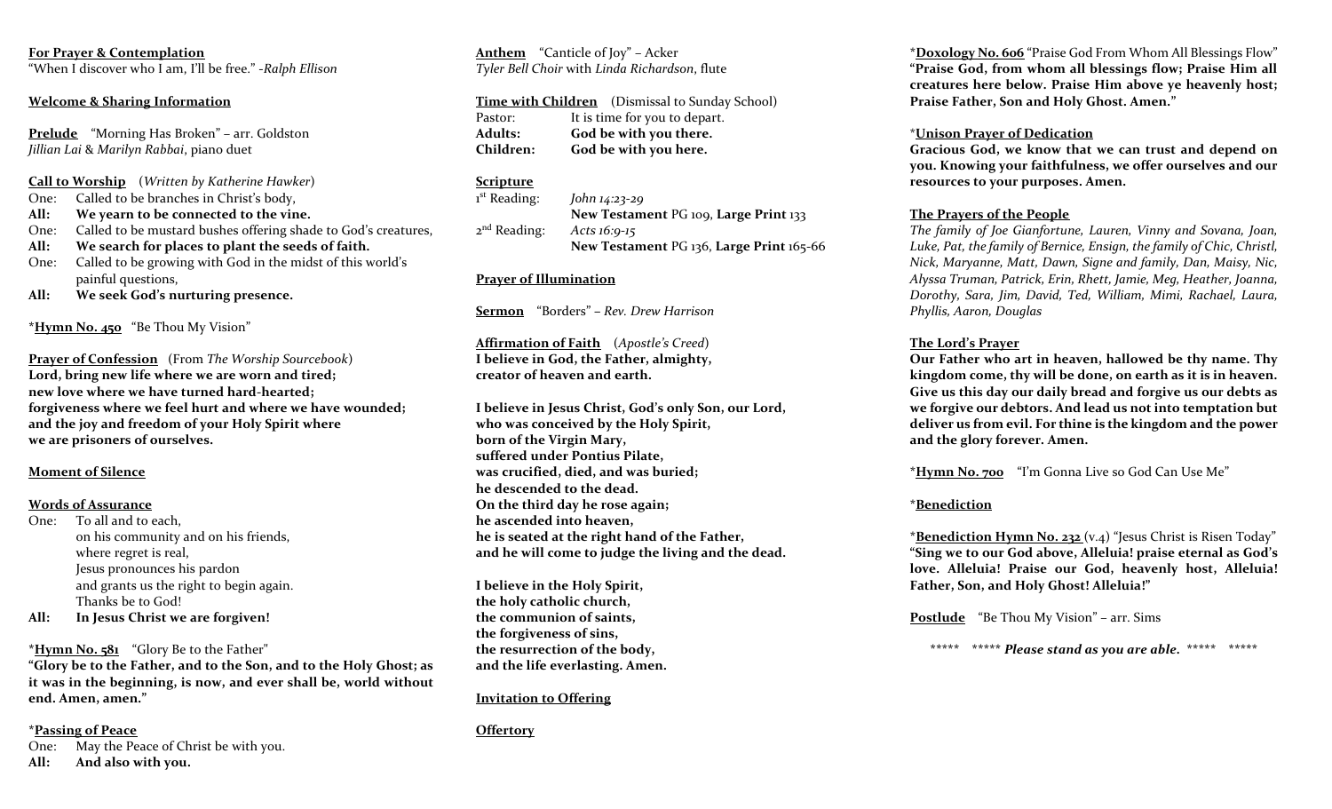**For Prayer & Contemplation**
"When I discover who I am, I'll be free." -*Ralph Ellison*

**Welcome & Sharing Information**

**Prelude** "Morning Has Broken" – arr. Goldston
*Jillian Lai* & *Marilyn Rabbai*, piano duet

**Call to Worship** (*Written by Katherine Hawker*)

One: Called to be branches in Christ's body,
**All: We yearn to be connected to the vine.**
One: Called to be mustard bushes offering shade to God's creatures,
**All: We search for places to plant the seeds of faith.**
One: Called to be growing with God in the midst of this world's painful questions,
**All: We seek God's nurturing presence.**

\***Hymn No. 450** "Be Thou My Vision"

**Prayer of Confession** (From *The Worship Sourcebook*)
**Lord, bring new life where we are worn and tired;**
**new love where we have turned hard-hearted;**
**forgiveness where we feel hurt and where we have wounded;**
**and the joy and freedom of your Holy Spirit where**
**we are prisoners of ourselves.**

**Moment of Silence**

**Words of Assurance**

One: To all and to each,
on his community and on his friends,
where regret is real,
Jesus pronounces his pardon
and grants us the right to begin again.
Thanks be to God!
**All: In Jesus Christ we are forgiven!**

\***Hymn No. 581** "Glory Be to the Father"
**"Glory be to the Father, and to the Son, and to the Holy Ghost; as it was in the beginning, is now, and ever shall be, world without end. Amen, amen."**

\***Passing of Peace**

One: May the Peace of Christ be with you.
**All: And also with you.**

**Anthem** "Canticle of Joy" – Acker
*Tyler Bell Choir* with *Linda Richardson*, flute

**Time with Children** (Dismissal to Sunday School)

Pastor: It is time for you to depart.
**Adults: God be with you there.**
**Children: God be with you here.**

**Scripture**

1st Reading: *John 14:23-29*
**New Testament** PG 109, **Large Print** 133
2nd Reading: *Acts 16:9-15*
**New Testament** PG 136, **Large Print** 165-66

**Prayer of Illumination**

**Sermon** "Borders" – *Rev. Drew Harrison*

**Affirmation of Faith** (*Apostle's Creed*)
**I believe in God, the Father, almighty,**
**creator of heaven and earth.**

**I believe in Jesus Christ, God's only Son, our Lord,**
**who was conceived by the Holy Spirit,**
**born of the Virgin Mary,**
**suffered under Pontius Pilate,**
**was crucified, died, and was buried;**
**he descended to the dead.**
**On the third day he rose again;**
**he ascended into heaven,**
**he is seated at the right hand of the Father,**
**and he will come to judge the living and the dead.**

**I believe in the Holy Spirit,**
**the holy catholic church,**
**the communion of saints,**
**the forgiveness of sins,**
**the resurrection of the body,**
**and the life everlasting. Amen.**

**Invitation to Offering**

**Offertory**

\***Doxology No. 606** "Praise God From Whom All Blessings Flow"
**"Praise God, from whom all blessings flow; Praise Him all creatures here below. Praise Him above ye heavenly host; Praise Father, Son and Holy Ghost. Amen."**

\***Unison Prayer of Dedication**
**Gracious God, we know that we can trust and depend on you. Knowing your faithfulness, we offer ourselves and our resources to your purposes. Amen.**

**The Prayers of the People**
*The family of Joe Gianfortune, Lauren, Vinny and Sovana, Joan, Luke, Pat, the family of Bernice, Ensign, the family of Chic, Christl, Nick, Maryanne, Matt, Dawn, Signe and family, Dan, Maisy, Nic, Alyssa Truman, Patrick, Erin, Rhett, Jamie, Meg, Heather, Joanna, Dorothy, Sara, Jim, David, Ted, William, Mimi, Rachael, Laura, Phyllis, Aaron, Douglas*

**The Lord's Prayer**
**Our Father who art in heaven, hallowed be thy name. Thy kingdom come, thy will be done, on earth as it is in heaven. Give us this day our daily bread and forgive us our debts as we forgive our debtors. And lead us not into temptation but deliver us from evil. For thine is the kingdom and the power and the glory forever. Amen.**

\***Hymn No. 700** "I'm Gonna Live so God Can Use Me"

\***Benediction**

\***Benediction Hymn No. 232** (v.4) "Jesus Christ is Risen Today"
**"Sing we to our God above, Alleluia! praise eternal as God's love. Alleluia! Praise our God, heavenly host, Alleluia! Father, Son, and Holy Ghost! Alleluia!"**

**Postlude** "Be Thou My Vision" – arr. Sims

\*\*\*\*\* \*\*\*\*\* ***Please stand as you are able.*** \*\*\*\*\* \*\*\*\*\*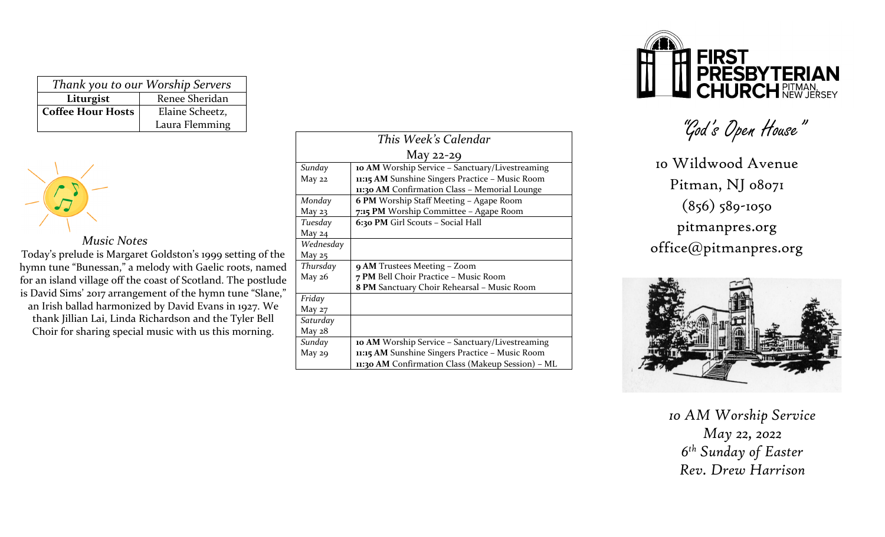| *Thank you to our Worship Servers* | |
|---|---|
| **Liturgist** | Renee Sheridan |
| **Coffee Hour Hosts** | Elaine Scheetz, Laura Flemming |

*Music Notes*

Today's prelude is Margaret Goldston's 1999 setting of the hymn tune "Bunessan," a melody with Gaelic roots, named for an island village off the coast of Scotland. The postlude is David Sims' 2017 arrangement of the hymn tune "Slane," an Irish ballad harmonized by David Evans in 1927. We thank Jillian Lai, Linda Richardson and the Tyler Bell Choir for sharing special music with us this morning.

| *This Week's Calendar* May 22-29 | |
|---|---|
| *Sunday* May 22 | **10 AM** Worship Service – Sanctuary/Livestreaming<br>**11:15 AM** Sunshine Singers Practice – Music Room<br>**11:30 AM** Confirmation Class – Memorial Lounge |
| *Monday* May 23 | **6 PM** Worship Staff Meeting – Agape Room<br>**7:15 PM** Worship Committee – Agape Room |
| *Tuesday* May 24 | **6:30 PM** Girl Scouts – Social Hall |
| *Wednesday* May 25 | |
| *Thursday* May 26 | **9 AM** Trustees Meeting – Zoom<br>**7 PM** Bell Choir Practice – Music Room<br>**8 PM** Sanctuary Choir Rehearsal – Music Room |
| *Friday* May 27 | |
| *Saturday* May 28 | |
| *Sunday* May 29 | **10 AM** Worship Service – Sanctuary/Livestreaming<br>**11:15 AM** Sunshine Singers Practice – Music Room<br>**11:30 AM** Confirmation Class (Makeup Session) – ML |

# FIRST PRESBYTERIAN CHURCH PITMAN, NEW JERSEY

"God's Open House"

10 Wildwood Avenue
Pitman, NJ 08071
(856) 589-1050
pitmanpres.org
office@pitmanpres.org

*10 AM Worship Service*
*May 22, 2022*
*6th Sunday of Easter*
*Rev. Drew Harrison*